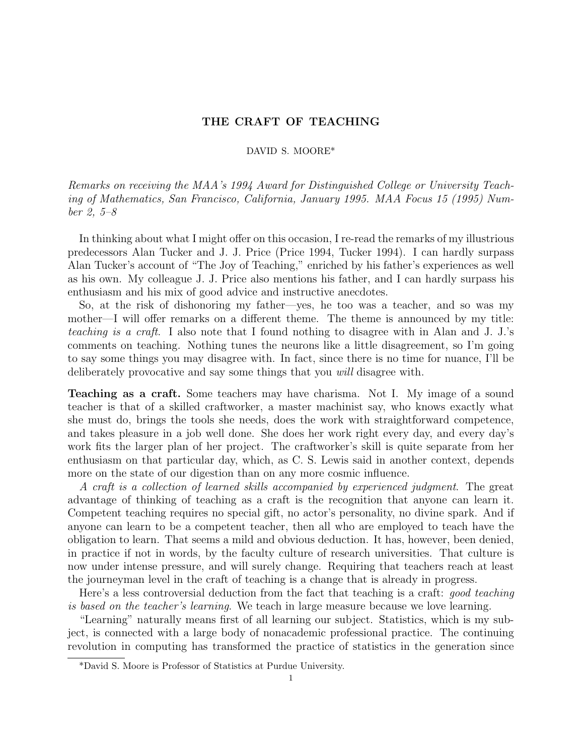# THE CRAFT OF TEACHING

DAVID S. MOORE*

*Remarks on receiving the MAA's 1994 Award for Distinguished College or University Teaching of Mathematics, San Francisco, California, January 1995. MAA Focus 15 (1995) Number 2, 5–8*

In thinking about what I might offer on this occasion, I re-read the remarks of my illustrious predecessors Alan Tucker and J. J. Price (Price 1994, Tucker 1994). I can hardly surpass Alan Tucker's account of "The Joy of Teaching," enriched by his father's experiences as well as his own. My colleague J. J. Price also mentions his father, and I can hardly surpass his enthusiasm and his mix of good advice and instructive anecdotes.

So, at the risk of dishonoring my father—yes, he too was a teacher, and so was my mother—I will offer remarks on a different theme. The theme is announced by my title: *teaching is a craft*. I also note that I found nothing to disagree with in Alan and J. J.'s comments on teaching. Nothing tunes the neurons like a little disagreement, so I'm going to say some things you may disagree with. In fact, since there is no time for nuance, I'll be deliberately provocative and say some things that you *will* disagree with.

**Teaching as a craft.** Some teachers may have charisma. Not I. My image of a sound teacher is that of a skilled craftworker, a master machinist say, who knows exactly what she must do, brings the tools she needs, does the work with straightforward competence, and takes pleasure in a job well done. She does her work right every day, and every day's work fits the larger plan of her project. The craftworker's skill is quite separate from her enthusiasm on that particular day, which, as C. S. Lewis said in another context, depends more on the state of our digestion than on any more cosmic influence.

*A craft is a collection of learned skills accompanied by experienced judgment.* The great advantage of thinking of teaching as a craft is the recognition that anyone can learn it. Competent teaching requires no special gift, no actor's personality, no divine spark. And if anyone can learn to be a competent teacher, then all who are employed to teach have the obligation to learn. That seems a mild and obvious deduction. It has, however, been denied, in practice if not in words, by the faculty culture of research universities. That culture is now under intense pressure, and will surely change. Requiring that teachers reach at least the journeyman level in the craft of teaching is a change that is already in progress.

Here's a less controversial deduction from the fact that teaching is a craft: *good teaching is based on the teacher's learning*. We teach in large measure because we love learning.

"Learning" naturally means first of all learning our subject. Statistics, which is my subject, is connected with a large body of nonacademic professional practice. The continuing revolution in computing has transformed the practice of statistics in the generation since

*David S. Moore is Professor of Statistics at Purdue University.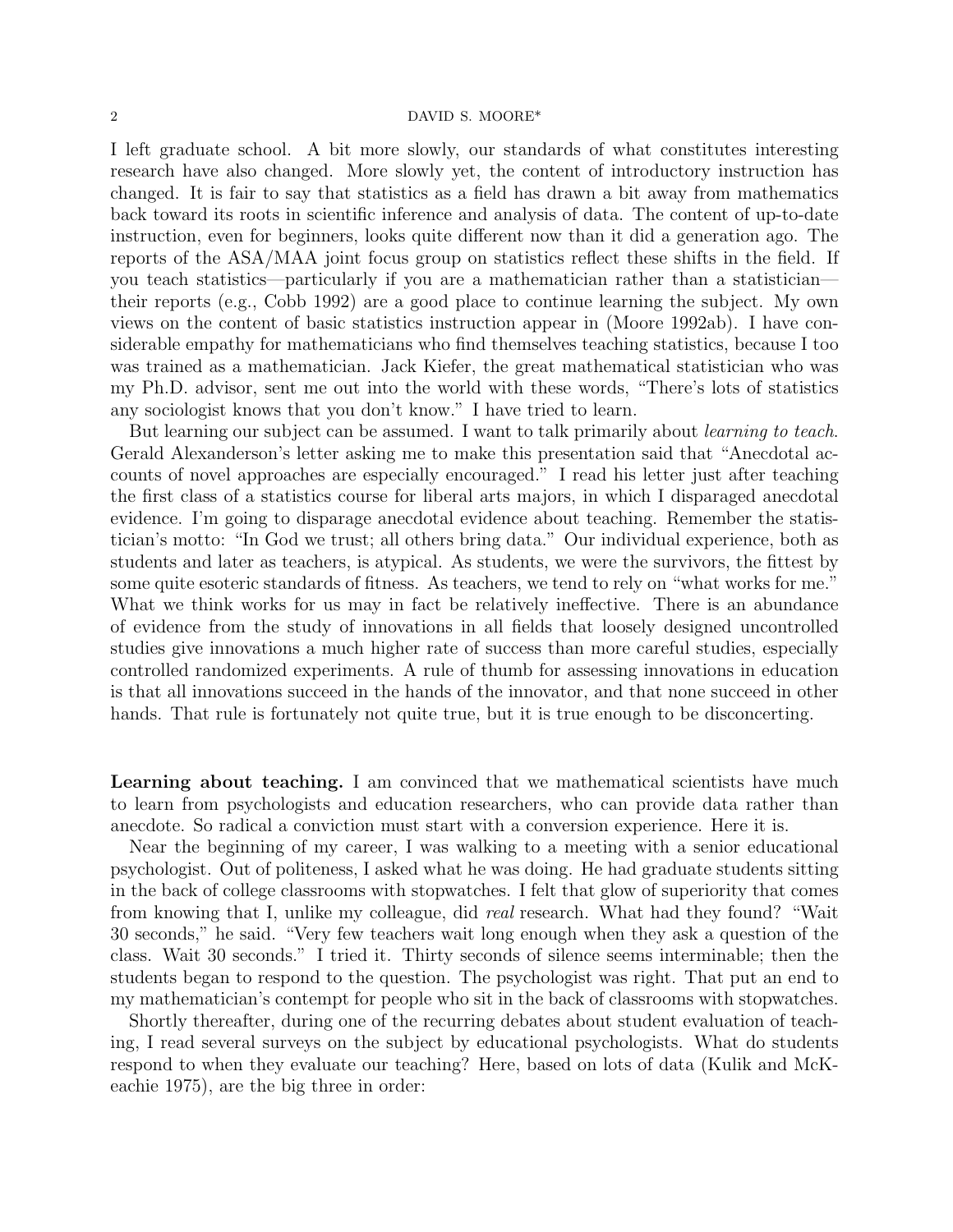I left graduate school. A bit more slowly, our standards of what constitutes interesting research have also changed. More slowly yet, the content of introductory instruction has changed. It is fair to say that statistics as a field has drawn a bit away from mathematics back toward its roots in scientific inference and analysis of data. The content of up-to-date instruction, even for beginners, looks quite different now than it did a generation ago. The reports of the ASA/MAA joint focus group on statistics reflect these shifts in the field. If you teach statistics—particularly if you are a mathematician rather than a statistician—their reports (e.g., Cobb 1992) are a good place to continue learning the subject. My own views on the content of basic statistics instruction appear in (Moore 1992ab). I have considerable empathy for mathematicians who find themselves teaching statistics, because I too was trained as a mathematician. Jack Kiefer, the great mathematical statistician who was my Ph.D. advisor, sent me out into the world with these words, "There's lots of statistics any sociologist knows that you don't know." I have tried to learn.

But learning our subject can be assumed. I want to talk primarily about *learning to teach.* Gerald Alexanderson's letter asking me to make this presentation said that "Anecdotal accounts of novel approaches are especially encouraged." I read his letter just after teaching the first class of a statistics course for liberal arts majors, in which I disparaged anecdotal evidence. I'm going to disparage anecdotal evidence about teaching. Remember the statistician's motto: "In God we trust; all others bring data." Our individual experience, both as students and later as teachers, is atypical. As students, we were the survivors, the fittest by some quite esoteric standards of fitness. As teachers, we tend to rely on "what works for me." What we think works for us may in fact be relatively ineffective. There is an abundance of evidence from the study of innovations in all fields that loosely designed uncontrolled studies give innovations a much higher rate of success than more careful studies, especially controlled randomized experiments. A rule of thumb for assessing innovations in education is that all innovations succeed in the hands of the innovator, and that none succeed in other hands. That rule is fortunately not quite true, but it is true enough to be disconcerting.

**Learning about teaching.** I am convinced that we mathematical scientists have much to learn from psychologists and education researchers, who can provide data rather than anecdote. So radical a conviction must start with a conversion experience. Here it is.

Near the beginning of my career, I was walking to a meeting with a senior educational psychologist. Out of politeness, I asked what he was doing. He had graduate students sitting in the back of college classrooms with stopwatches. I felt that glow of superiority that comes from knowing that I, unlike my colleague, did *real* research. What had they found? "Wait 30 seconds," he said. "Very few teachers wait long enough when they ask a question of the class. Wait 30 seconds." I tried it. Thirty seconds of silence seems interminable; then the students began to respond to the question. The psychologist was right. That put an end to my mathematician's contempt for people who sit in the back of classrooms with stopwatches.

Shortly thereafter, during one of the recurring debates about student evaluation of teaching, I read several surveys on the subject by educational psychologists. What do students respond to when they evaluate our teaching? Here, based on lots of data (Kulik and McKeachie 1975), are the big three in order: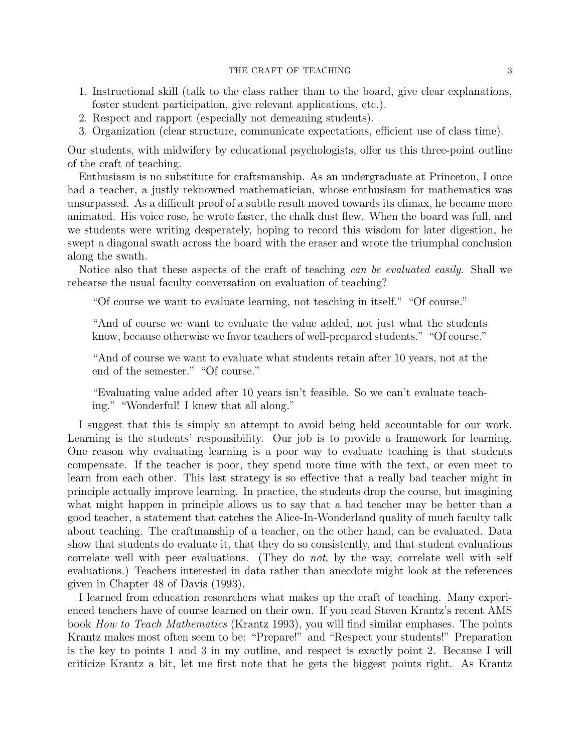1. Instructional skill (talk to the class rather than to the board, give clear explanations, foster student participation, give relevant applications, etc.).
2. Respect and rapport (especially not demeaning students).
3. Organization (clear structure, communicate expectations, efficient use of class time).

Our students, with midwifery by educational psychologists, offer us this three-point outline of the craft of teaching.

Enthusiasm is no substitute for craftsmanship. As an undergraduate at Princeton, I once had a teacher, a justly reknowned mathematician, whose enthusiasm for mathematics was unsurpassed. As a difficult proof of a subtle result moved towards its climax, he became more animated. His voice rose, he wrote faster, the chalk dust flew. When the board was full, and we students were writing desperately, hoping to record this wisdom for later digestion, he swept a diagonal swath across the board with the eraser and wrote the triumphal conclusion along the swath.

Notice also that these aspects of the craft of teaching *can be evaluated easily*. Shall we rehearse the usual faculty conversation on evaluation of teaching?

> "Of course we want to evaluate learning, not teaching in itself." "Of course."
>
> "And of course we want to evaluate the value added, not just what the students know, because otherwise we favor teachers of well-prepared students." "Of course."
>
> "And of course we want to evaluate what students retain after 10 years, not at the end of the semester." "Of course."
>
> "Evaluating value added after 10 years isn't feasible. So we can't evaluate teaching." "Wonderful! I knew that all along."

I suggest that this is simply an attempt to avoid being held accountable for our work. Learning is the students' responsibility. Our job is to provide a framework for learning. One reason why evaluating learning is a poor way to evaluate teaching is that students compensate. If the teacher is poor, they spend more time with the text, or even meet to learn from each other. This last strategy is so effective that a really bad teacher might in principle actually improve learning. In practice, the students drop the course, but imagining what might happen in principle allows us to say that a bad teacher may be better than a good teacher, a statement that catches the Alice-In-Wonderland quality of much faculty talk about teaching. The craftmanship of a teacher, on the other hand, can be evaluated. Data show that students do evaluate it, that they do so consistently, and that student evaluations correlate well with peer evaluations. (They do *not*, by the way, correlate well with self evaluations.) Teachers interested in data rather than anecdote might look at the references given in Chapter 48 of Davis (1993).

I learned from education researchers what makes up the craft of teaching. Many experienced teachers have of course learned on their own. If you read Steven Krantz's recent AMS book *How to Teach Mathematics* (Krantz 1993), you will find similar emphases. The points Krantz makes most often seem to be: "Prepare!" and "Respect your students!" Preparation is the key to points 1 and 3 in my outline, and respect is exactly point 2. Because I will criticize Krantz a bit, let me first note that he gets the biggest points right. As Krantz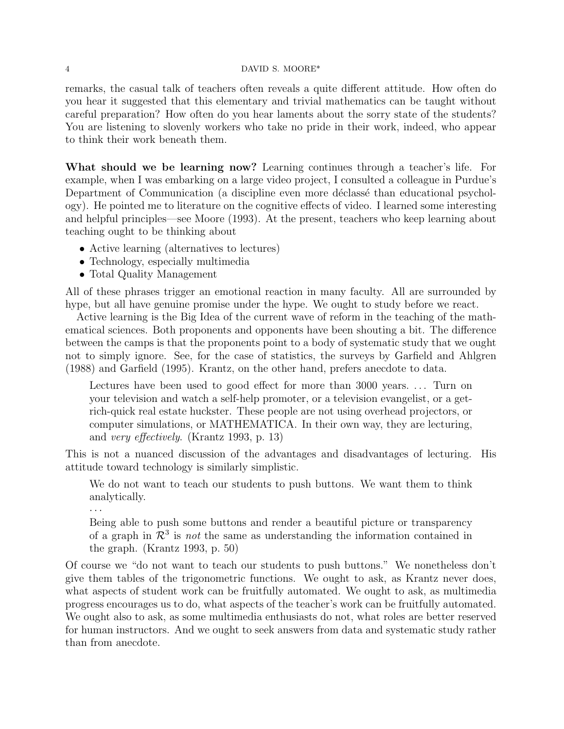remarks, the casual talk of teachers often reveals a quite different attitude. How often do you hear it suggested that this elementary and trivial mathematics can be taught without careful preparation? How often do you hear laments about the sorry state of the students? You are listening to slovenly workers who take no pride in their work, indeed, who appear to think their work beneath them.

**What should we be learning now?** Learning continues through a teacher's life. For example, when I was embarking on a large video project, I consulted a colleague in Purdue's Department of Communication (a discipline even more déclassé than educational psychology). He pointed me to literature on the cognitive effects of video. I learned some interesting and helpful principles—see Moore (1993). At the present, teachers who keep learning about teaching ought to be thinking about

- Active learning (alternatives to lectures)
- Technology, especially multimedia
- Total Quality Management

All of these phrases trigger an emotional reaction in many faculty. All are surrounded by hype, but all have genuine promise under the hype. We ought to study before we react.

Active learning is the Big Idea of the current wave of reform in the teaching of the mathematical sciences. Both proponents and opponents have been shouting a bit. The difference between the camps is that the proponents point to a body of systematic study that we ought not to simply ignore. See, for the case of statistics, the surveys by Garfield and Ahlgren (1988) and Garfield (1995). Krantz, on the other hand, prefers anecdote to data.

> Lectures have been used to good effect for more than 3000 years. ... Turn on your television and watch a self-help promoter, or a television evangelist, or a get-rich-quick real estate huckster. These people are not using overhead projectors, or computer simulations, or MATHEMATICA. In their own way, they are lecturing, and *very effectively*. (Krantz 1993, p. 13)

This is not a nuanced discussion of the advantages and disadvantages of lecturing. His attitude toward technology is similarly simplistic.

> We do not want to teach our students to push buttons. We want them to think analytically.
>
> ...
>
> Being able to push some buttons and render a beautiful picture or transparency of a graph in $\mathcal{R}^3$ is *not* the same as understanding the information contained in the graph. (Krantz 1993, p. 50)

Of course we "do not want to teach our students to push buttons." We nonetheless don't give them tables of the trigonometric functions. We ought to ask, as Krantz never does, what aspects of student work can be fruitfully automated. We ought to ask, as multimedia progress encourages us to do, what aspects of the teacher's work can be fruitfully automated. We ought also to ask, as some multimedia enthusiasts do not, what roles are better reserved for human instructors. And we ought to seek answers from data and systematic study rather than from anecdote.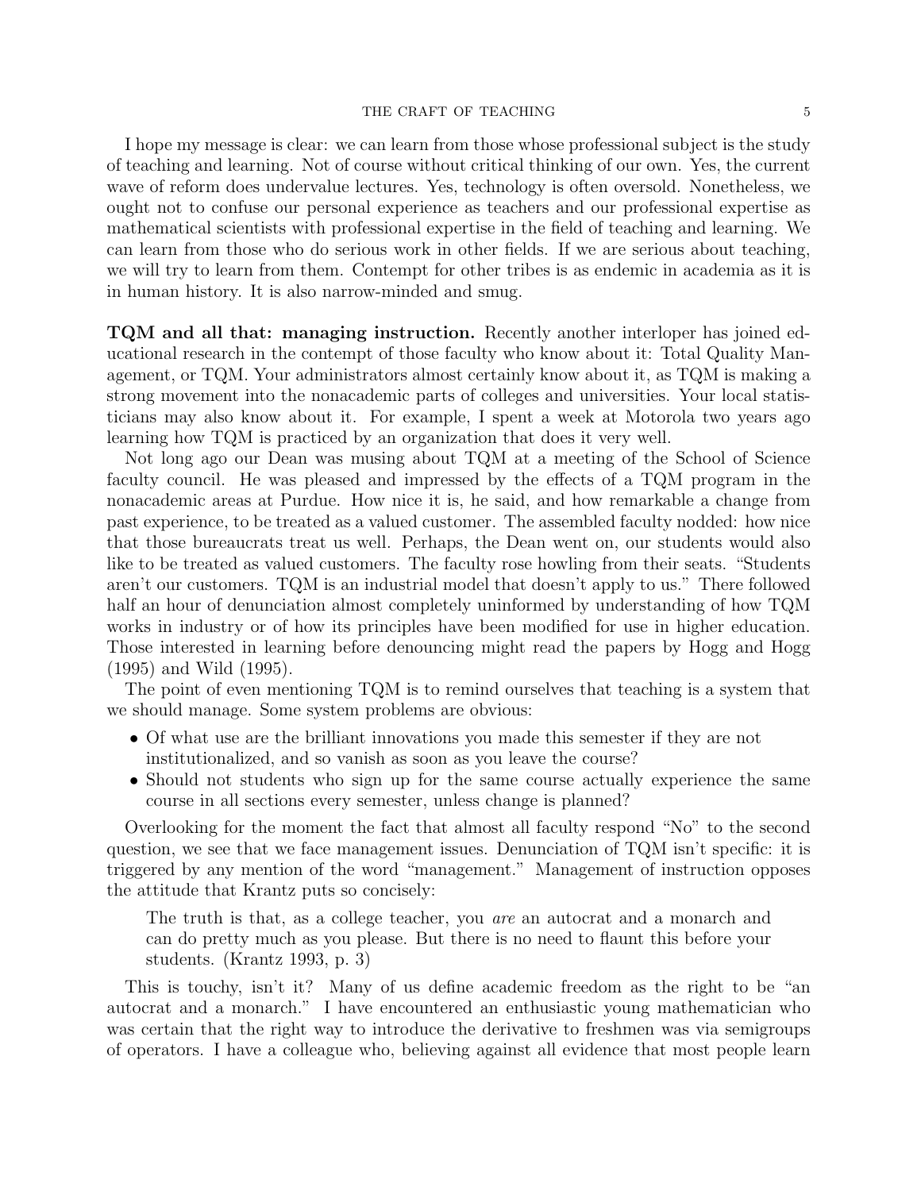I hope my message is clear: we can learn from those whose professional subject is the study of teaching and learning. Not of course without critical thinking of our own. Yes, the current wave of reform does undervalue lectures. Yes, technology is often oversold. Nonetheless, we ought not to confuse our personal experience as teachers and our professional expertise as mathematical scientists with professional expertise in the field of teaching and learning. We can learn from those who do serious work in other fields. If we are serious about teaching, we will try to learn from them. Contempt for other tribes is as endemic in academia as it is in human history. It is also narrow-minded and smug.

**TQM and all that: managing instruction.** Recently another interloper has joined educational research in the contempt of those faculty who know about it: Total Quality Management, or TQM. Your administrators almost certainly know about it, as TQM is making a strong movement into the nonacademic parts of colleges and universities. Your local statisticians may also know about it. For example, I spent a week at Motorola two years ago learning how TQM is practiced by an organization that does it very well.

Not long ago our Dean was musing about TQM at a meeting of the School of Science faculty council. He was pleased and impressed by the effects of a TQM program in the nonacademic areas at Purdue. How nice it is, he said, and how remarkable a change from past experience, to be treated as a valued customer. The assembled faculty nodded: how nice that those bureaucrats treat us well. Perhaps, the Dean went on, our students would also like to be treated as valued customers. The faculty rose howling from their seats. "Students aren't our customers. TQM is an industrial model that doesn't apply to us." There followed half an hour of denunciation almost completely uninformed by understanding of how TQM works in industry or of how its principles have been modified for use in higher education. Those interested in learning before denouncing might read the papers by Hogg and Hogg (1995) and Wild (1995).

The point of even mentioning TQM is to remind ourselves that teaching is a system that we should manage. Some system problems are obvious:

- Of what use are the brilliant innovations you made this semester if they are not institutionalized, and so vanish as soon as you leave the course?
- Should not students who sign up for the same course actually experience the same course in all sections every semester, unless change is planned?

Overlooking for the moment the fact that almost all faculty respond "No" to the second question, we see that we face management issues. Denunciation of TQM isn't specific: it is triggered by any mention of the word "management." Management of instruction opposes the attitude that Krantz puts so concisely:

> The truth is that, as a college teacher, you *are* an autocrat and a monarch and can do pretty much as you please. But there is no need to flaunt this before your students. (Krantz 1993, p. 3)

This is touchy, isn't it? Many of us define academic freedom as the right to be "an autocrat and a monarch." I have encountered an enthusiastic young mathematician who was certain that the right way to introduce the derivative to freshmen was via semigroups of operators. I have a colleague who, believing against all evidence that most people learn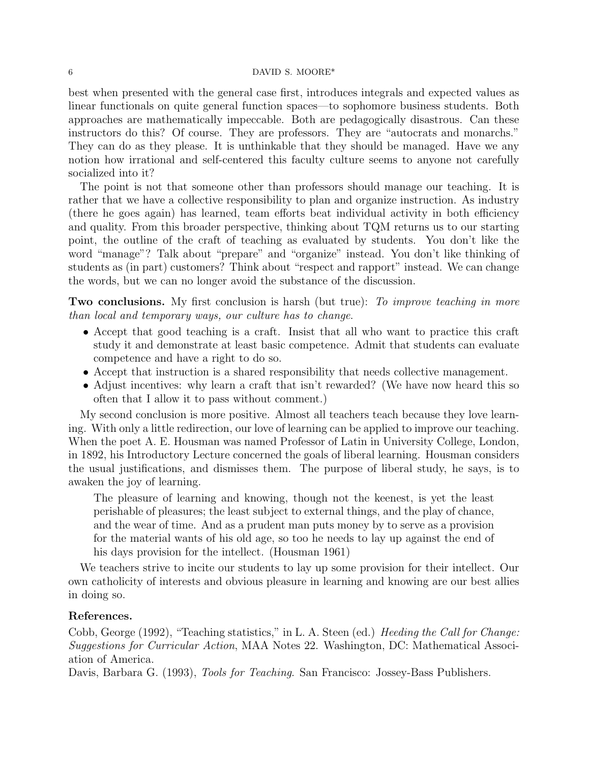best when presented with the general case first, introduces integrals and expected values as linear functionals on quite general function spaces—to sophomore business students. Both approaches are mathematically impeccable. Both are pedagogically disastrous. Can these instructors do this? Of course. They are professors. They are "autocrats and monarchs." They can do as they please. It is unthinkable that they should be managed. Have we any notion how irrational and self-centered this faculty culture seems to anyone not carefully socialized into it?

The point is not that someone other than professors should manage our teaching. It is rather that we have a collective responsibility to plan and organize instruction. As industry (there he goes again) has learned, team efforts beat individual activity in both efficiency and quality. From this broader perspective, thinking about TQM returns us to our starting point, the outline of the craft of teaching as evaluated by students. You don't like the word "manage"? Talk about "prepare" and "organize" instead. You don't like thinking of students as (in part) customers? Think about "respect and rapport" instead. We can change the words, but we can no longer avoid the substance of the discussion.

**Two conclusions.** My first conclusion is harsh (but true): *To improve teaching in more than local and temporary ways, our culture has to change.*

- Accept that good teaching is a craft. Insist that all who want to practice this craft study it and demonstrate at least basic competence. Admit that students can evaluate competence and have a right to do so.
- Accept that instruction is a shared responsibility that needs collective management.
- Adjust incentives: why learn a craft that isn't rewarded? (We have now heard this so often that I allow it to pass without comment.)

My second conclusion is more positive. Almost all teachers teach because they love learning. With only a little redirection, our love of learning can be applied to improve our teaching. When the poet A. E. Housman was named Professor of Latin in University College, London, in 1892, his Introductory Lecture concerned the goals of liberal learning. Housman considers the usual justifications, and dismisses them. The purpose of liberal study, he says, is to awaken the joy of learning.

> The pleasure of learning and knowing, though not the keenest, is yet the least perishable of pleasures; the least subject to external things, and the play of chance, and the wear of time. And as a prudent man puts money by to serve as a provision for the material wants of his old age, so too he needs to lay up against the end of his days provision for the intellect. (Housman 1961)

We teachers strive to incite our students to lay up some provision for their intellect. Our own catholicity of interests and obvious pleasure in learning and knowing are our best allies in doing so.

**References.**

Cobb, George (1992), "Teaching statistics," in L. A. Steen (ed.) *Heeding the Call for Change: Suggestions for Curricular Action*, MAA Notes 22. Washington, DC: Mathematical Association of America.

Davis, Barbara G. (1993), *Tools for Teaching*. San Francisco: Jossey-Bass Publishers.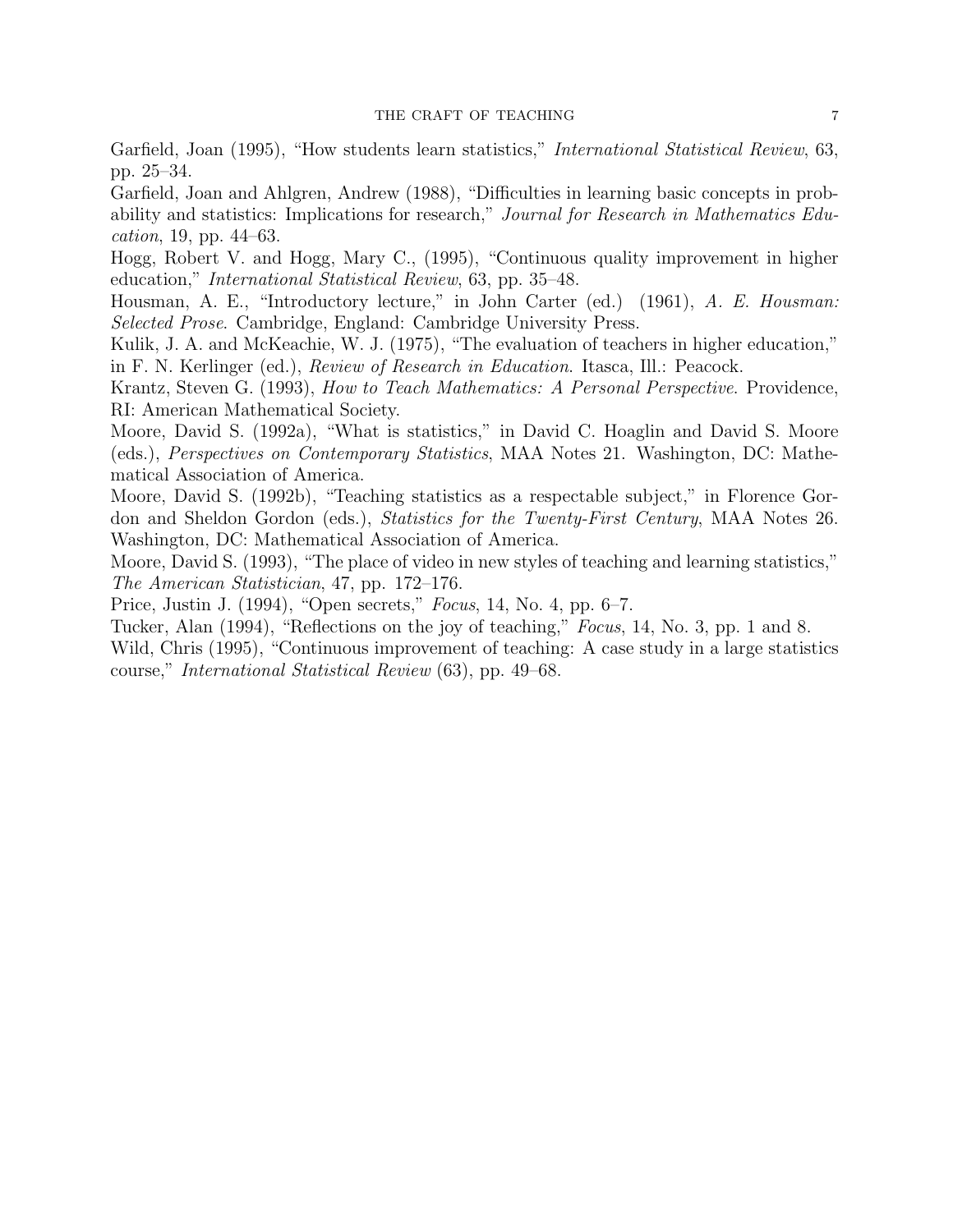Garfield, Joan (1995), "How students learn statistics," *International Statistical Review*, 63, pp. 25–34.

Garfield, Joan and Ahlgren, Andrew (1988), "Difficulties in learning basic concepts in probability and statistics: Implications for research," *Journal for Research in Mathematics Education*, 19, pp. 44–63.

Hogg, Robert V. and Hogg, Mary C., (1995), "Continuous quality improvement in higher education," *International Statistical Review*, 63, pp. 35–48.

Housman, A. E., "Introductory lecture," in John Carter (ed.) (1961), *A. E. Housman: Selected Prose*. Cambridge, England: Cambridge University Press.

Kulik, J. A. and McKeachie, W. J. (1975), "The evaluation of teachers in higher education," in F. N. Kerlinger (ed.), *Review of Research in Education*. Itasca, Ill.: Peacock.

Krantz, Steven G. (1993), *How to Teach Mathematics: A Personal Perspective*. Providence, RI: American Mathematical Society.

Moore, David S. (1992a), "What is statistics," in David C. Hoaglin and David S. Moore (eds.), *Perspectives on Contemporary Statistics*, MAA Notes 21. Washington, DC: Mathematical Association of America.

Moore, David S. (1992b), "Teaching statistics as a respectable subject," in Florence Gordon and Sheldon Gordon (eds.), *Statistics for the Twenty-First Century*, MAA Notes 26. Washington, DC: Mathematical Association of America.

Moore, David S. (1993), "The place of video in new styles of teaching and learning statistics," *The American Statistician*, 47, pp. 172–176.

Price, Justin J. (1994), "Open secrets," *Focus*, 14, No. 4, pp. 6–7.

Tucker, Alan (1994), "Reflections on the joy of teaching," *Focus*, 14, No. 3, pp. 1 and 8.

Wild, Chris (1995), "Continuous improvement of teaching: A case study in a large statistics course," *International Statistical Review* (63), pp. 49–68.